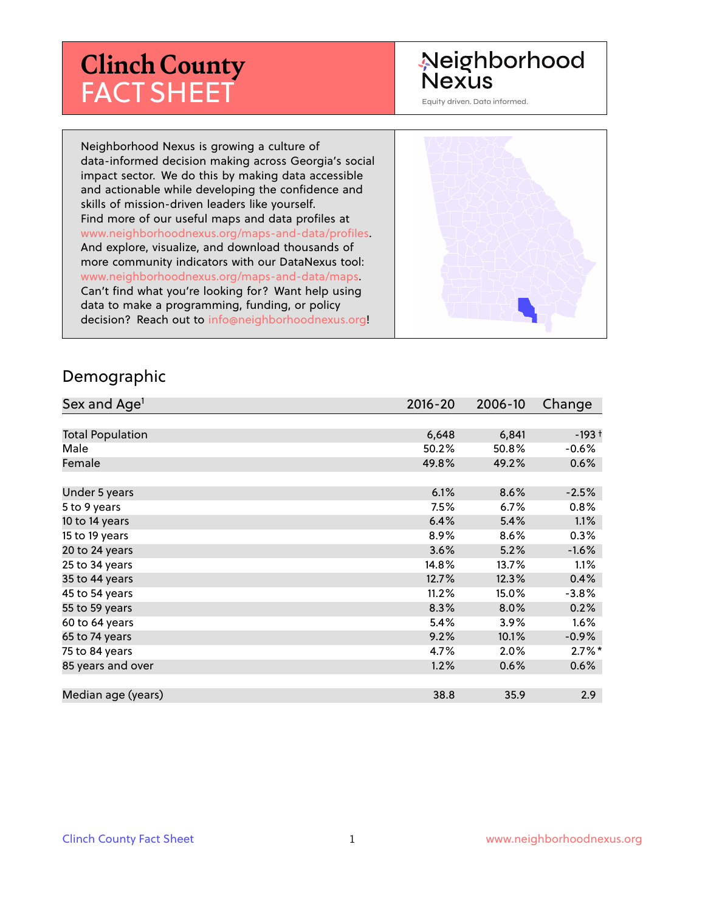# Clinch County FACT SHEET

Neighborhood Nexus

Equity driven. Data informed.

Neighborhood Nexus is growing a culture of data-informed decision making across Georgia's social impact sector. We do this by making data accessible and actionable while developing the confidence and skills of mission-driven leaders like yourself. Find more of our useful maps and data profiles at www.neighborhoodnexus.org/maps-and-data/profiles. And explore, visualize, and download thousands of more community indicators with our DataNexus tool: www.neighborhoodnexus.org/maps-and-data/maps. Can't find what you're looking for? Want help using data to make a programming, funding, or policy decision? Reach out to info@neighborhoodnexus.org!

## Demographic

| Sex and Age[1] | 2016-20 | 2006-10 | Change |
|---|---|---|---|
| Total Population | 6,648 | 6,841 | -193 † |
| Male | 50.2% | 50.8% | -0.6% |
| Female | 49.8% | 49.2% | 0.6% |
| Under 5 years | 6.1% | 8.6% | -2.5% |
| 5 to 9 years | 7.5% | 6.7% | 0.8% |
| 10 to 14 years | 6.4% | 5.4% | 1.1% |
| 15 to 19 years | 8.9% | 8.6% | 0.3% |
| 20 to 24 years | 3.6% | 5.2% | -1.6% |
| 25 to 34 years | 14.8% | 13.7% | 1.1% |
| 35 to 44 years | 12.7% | 12.3% | 0.4% |
| 45 to 54 years | 11.2% | 15.0% | -3.8% |
| 55 to 59 years | 8.3% | 8.0% | 0.2% |
| 60 to 64 years | 5.4% | 3.9% | 1.6% |
| 65 to 74 years | 9.2% | 10.1% | -0.9% |
| 75 to 84 years | 4.7% | 2.0% | 2.7% * |
| 85 years and over | 1.2% | 0.6% | 0.6% |
| Median age (years) | 38.8 | 35.9 | 2.9 |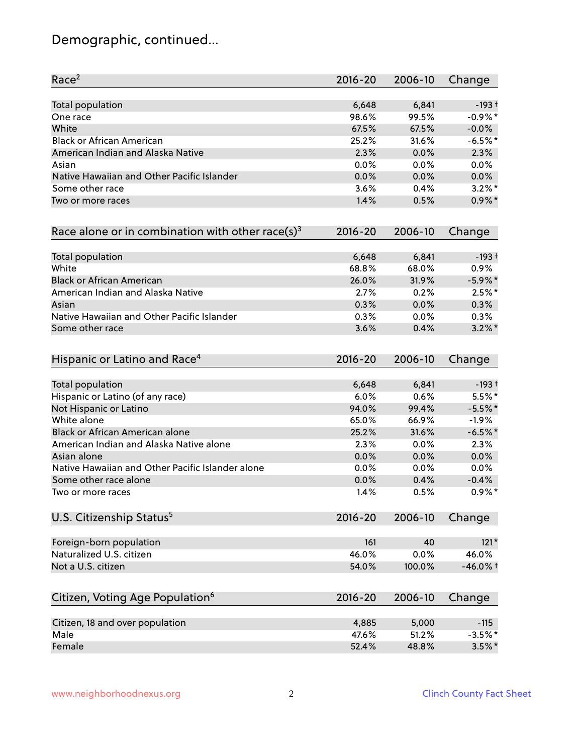# Demographic, continued...

| Race[2] | 2016-20 | 2006-10 | Change |
|---|---|---|---|
| Total population | 6,648 | 6,841 | -193 † |
| One race | 98.6% | 99.5% | -0.9% * |
| White | 67.5% | 67.5% | -0.0% |
| Black or African American | 25.2% | 31.6% | -6.5% * |
| American Indian and Alaska Native | 2.3% | 0.0% | 2.3% |
| Asian | 0.0% | 0.0% | 0.0% |
| Native Hawaiian and Other Pacific Islander | 0.0% | 0.0% | 0.0% |
| Some other race | 3.6% | 0.4% | 3.2% * |
| Two or more races | 1.4% | 0.5% | 0.9% * |

| Race alone or in combination with other race(s)[3] | 2016-20 | 2006-10 | Change |
|---|---|---|---|
| Total population | 6,648 | 6,841 | -193 † |
| White | 68.8% | 68.0% | 0.9% |
| Black or African American | 26.0% | 31.9% | -5.9% * |
| American Indian and Alaska Native | 2.7% | 0.2% | 2.5% * |
| Asian | 0.3% | 0.0% | 0.3% |
| Native Hawaiian and Other Pacific Islander | 0.3% | 0.0% | 0.3% |
| Some other race | 3.6% | 0.4% | 3.2% * |

| Hispanic or Latino and Race[4] | 2016-20 | 2006-10 | Change |
|---|---|---|---|
| Total population | 6,648 | 6,841 | -193 † |
| Hispanic or Latino (of any race) | 6.0% | 0.6% | 5.5% * |
| Not Hispanic or Latino | 94.0% | 99.4% | -5.5% * |
| White alone | 65.0% | 66.9% | -1.9% |
| Black or African American alone | 25.2% | 31.6% | -6.5% * |
| American Indian and Alaska Native alone | 2.3% | 0.0% | 2.3% |
| Asian alone | 0.0% | 0.0% | 0.0% |
| Native Hawaiian and Other Pacific Islander alone | 0.0% | 0.0% | 0.0% |
| Some other race alone | 0.0% | 0.4% | -0.4% |
| Two or more races | 1.4% | 0.5% | 0.9% * |

| U.S. Citizenship Status[5] | 2016-20 | 2006-10 | Change |
|---|---|---|---|
| Foreign-born population | 161 | 40 | 121 * |
| Naturalized U.S. citizen | 46.0% | 0.0% | 46.0% |
| Not a U.S. citizen | 54.0% | 100.0% | -46.0% † |

| Citizen, Voting Age Population[6] | 2016-20 | 2006-10 | Change |
|---|---|---|---|
| Citizen, 18 and over population | 4,885 | 5,000 | -115 |
| Male | 47.6% | 51.2% | -3.5% * |
| Female | 52.4% | 48.8% | 3.5% * |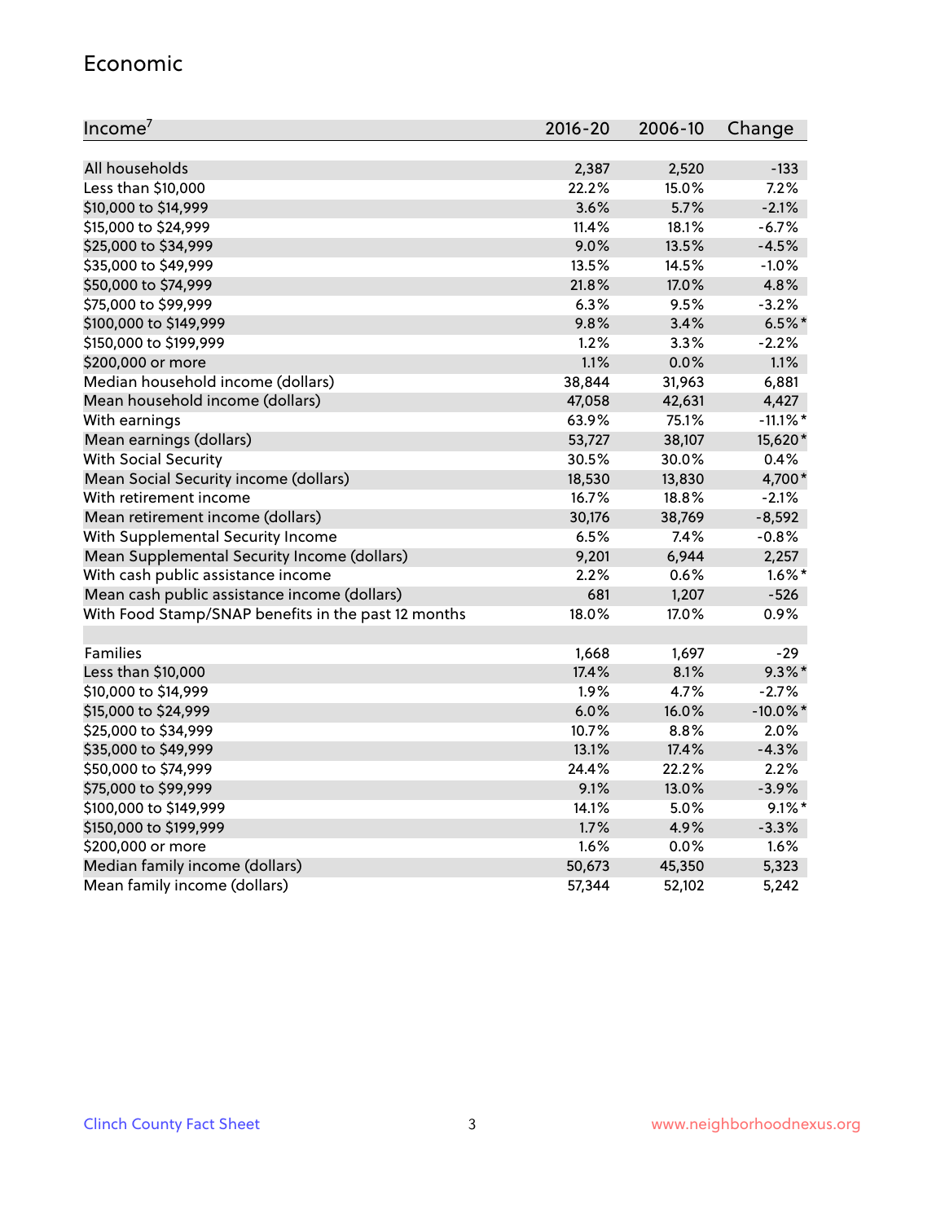## Economic

| Income[7] | 2016-20 | 2006-10 | Change |
|---|---|---|---|
| All households | 2,387 | 2,520 | -133 |
| Less than $10,000 | 22.2% | 15.0% | 7.2% |
| $10,000 to $14,999 | 3.6% | 5.7% | -2.1% |
| $15,000 to $24,999 | 11.4% | 18.1% | -6.7% |
| $25,000 to $34,999 | 9.0% | 13.5% | -4.5% |
| $35,000 to $49,999 | 13.5% | 14.5% | -1.0% |
| $50,000 to $74,999 | 21.8% | 17.0% | 4.8% |
| $75,000 to $99,999 | 6.3% | 9.5% | -3.2% |
| $100,000 to $149,999 | 9.8% | 3.4% | 6.5%* |
| $150,000 to $199,999 | 1.2% | 3.3% | -2.2% |
| $200,000 or more | 1.1% | 0.0% | 1.1% |
| Median household income (dollars) | 38,844 | 31,963 | 6,881 |
| Mean household income (dollars) | 47,058 | 42,631 | 4,427 |
| With earnings | 63.9% | 75.1% | -11.1%* |
| Mean earnings (dollars) | 53,727 | 38,107 | 15,620* |
| With Social Security | 30.5% | 30.0% | 0.4% |
| Mean Social Security income (dollars) | 18,530 | 13,830 | 4,700* |
| With retirement income | 16.7% | 18.8% | -2.1% |
| Mean retirement income (dollars) | 30,176 | 38,769 | -8,592 |
| With Supplemental Security Income | 6.5% | 7.4% | -0.8% |
| Mean Supplemental Security Income (dollars) | 9,201 | 6,944 | 2,257 |
| With cash public assistance income | 2.2% | 0.6% | 1.6%* |
| Mean cash public assistance income (dollars) | 681 | 1,207 | -526 |
| With Food Stamp/SNAP benefits in the past 12 months | 18.0% | 17.0% | 0.9% |
| | | | |
| Families | 1,668 | 1,697 | -29 |
| Less than $10,000 | 17.4% | 8.1% | 9.3%* |
| $10,000 to $14,999 | 1.9% | 4.7% | -2.7% |
| $15,000 to $24,999 | 6.0% | 16.0% | -10.0%* |
| $25,000 to $34,999 | 10.7% | 8.8% | 2.0% |
| $35,000 to $49,999 | 13.1% | 17.4% | -4.3% |
| $50,000 to $74,999 | 24.4% | 22.2% | 2.2% |
| $75,000 to $99,999 | 9.1% | 13.0% | -3.9% |
| $100,000 to $149,999 | 14.1% | 5.0% | 9.1%* |
| $150,000 to $199,999 | 1.7% | 4.9% | -3.3% |
| $200,000 or more | 1.6% | 0.0% | 1.6% |
| Median family income (dollars) | 50,673 | 45,350 | 5,323 |
| Mean family income (dollars) | 57,344 | 52,102 | 5,242 |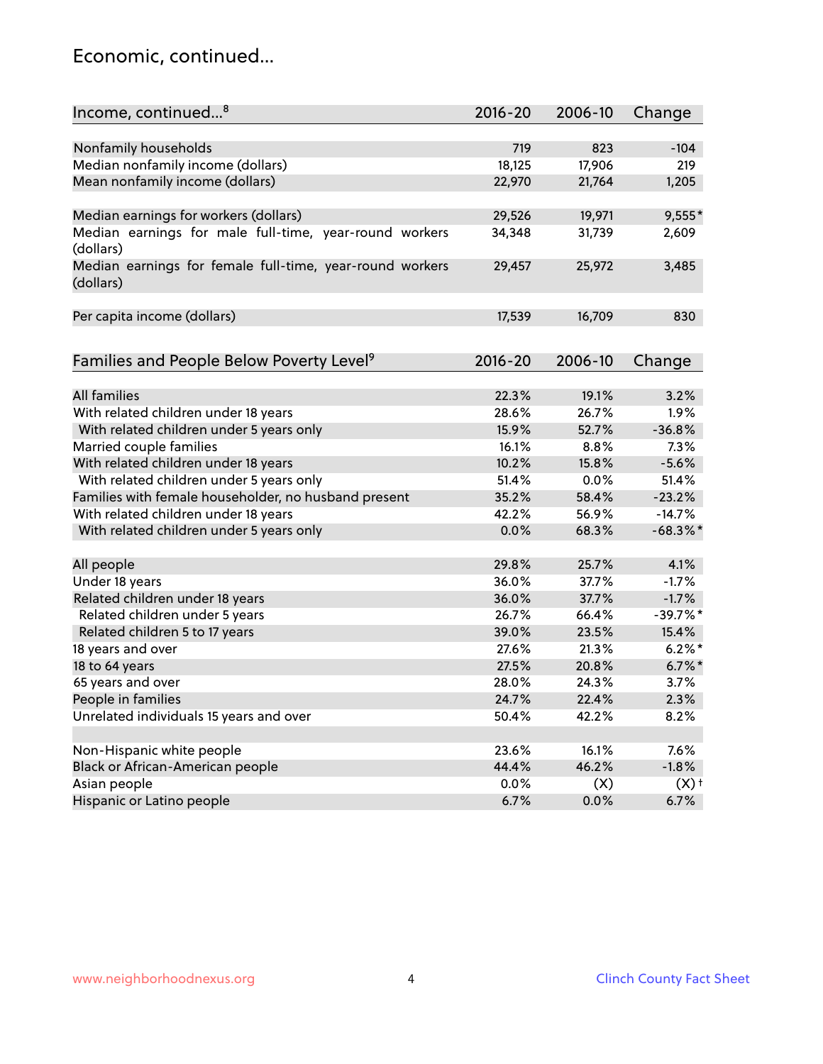# Economic, continued...

| Income, continued...[8] | 2016-20 | 2006-10 | Change |
|---|---|---|---|
| Nonfamily households | 719 | 823 | -104 |
| Median nonfamily income (dollars) | 18,125 | 17,906 | 219 |
| Mean nonfamily income (dollars) | 22,970 | 21,764 | 1,205 |
| Median earnings for workers (dollars) | 29,526 | 19,971 | 9,555* |
| Median earnings for male full-time, year-round workers (dollars) | 34,348 | 31,739 | 2,609 |
| Median earnings for female full-time, year-round workers (dollars) | 29,457 | 25,972 | 3,485 |
| Per capita income (dollars) | 17,539 | 16,709 | 830 |

| Families and People Below Poverty Level[9] | 2016-20 | 2006-10 | Change |
|---|---|---|---|
| All families | 22.3% | 19.1% | 3.2% |
| With related children under 18 years | 28.6% | 26.7% | 1.9% |
| With related children under 5 years only | 15.9% | 52.7% | -36.8% |
| Married couple families | 16.1% | 8.8% | 7.3% |
| With related children under 18 years | 10.2% | 15.8% | -5.6% |
| With related children under 5 years only | 51.4% | 0.0% | 51.4% |
| Families with female householder, no husband present | 35.2% | 58.4% | -23.2% |
| With related children under 18 years | 42.2% | 56.9% | -14.7% |
| With related children under 5 years only | 0.0% | 68.3% | -68.3%* |
| All people | 29.8% | 25.7% | 4.1% |
| Under 18 years | 36.0% | 37.7% | -1.7% |
| Related children under 18 years | 36.0% | 37.7% | -1.7% |
| Related children under 5 years | 26.7% | 66.4% | -39.7%* |
| Related children 5 to 17 years | 39.0% | 23.5% | 15.4% |
| 18 years and over | 27.6% | 21.3% | 6.2%* |
| 18 to 64 years | 27.5% | 20.8% | 6.7%* |
| 65 years and over | 28.0% | 24.3% | 3.7% |
| People in families | 24.7% | 22.4% | 2.3% |
| Unrelated individuals 15 years and over | 50.4% | 42.2% | 8.2% |
| Non-Hispanic white people | 23.6% | 16.1% | 7.6% |
| Black or African-American people | 44.4% | 46.2% | -1.8% |
| Asian people | 0.0% | (X) | (X)† |
| Hispanic or Latino people | 6.7% | 0.0% | 6.7% |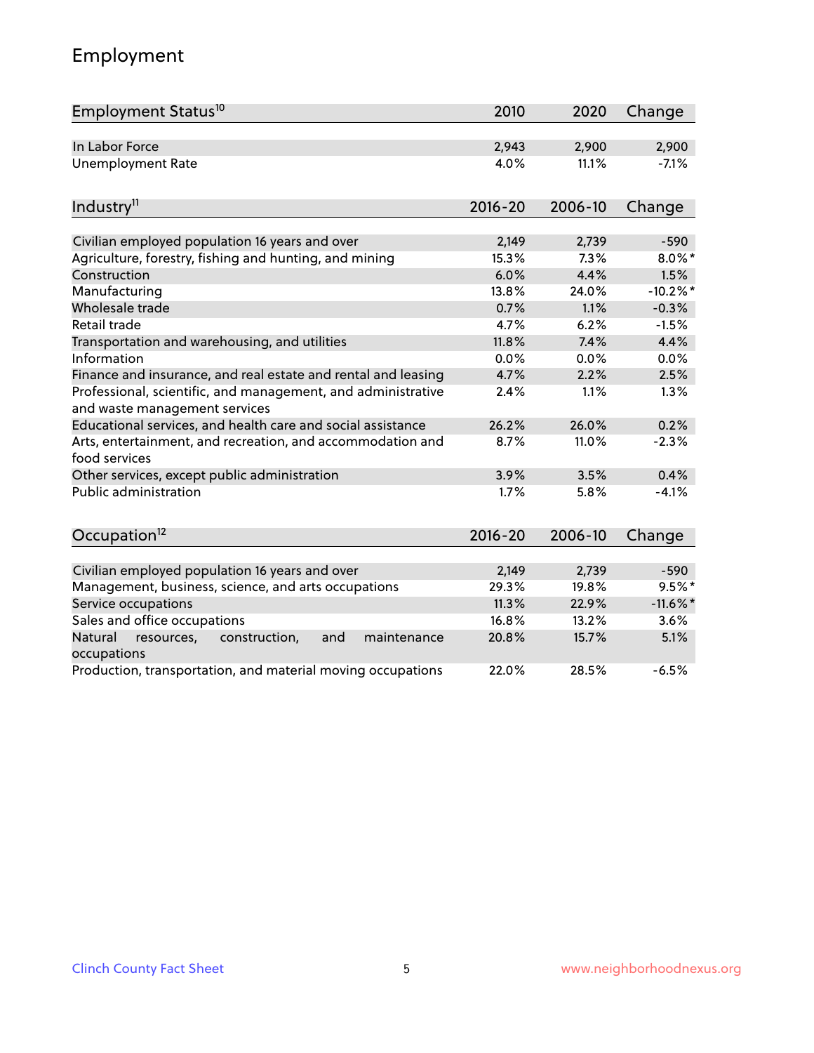# Employment

| Employment Status[10] | 2010 | 2020 | Change |
|---|---|---|---|
| In Labor Force | 2,943 | 2,900 | 2,900 |
| Unemployment Rate | 4.0% | 11.1% | -7.1% |

| Industry[11] | 2016-20 | 2006-10 | Change |
|---|---|---|---|
| Civilian employed population 16 years and over | 2,149 | 2,739 | -590 |
| Agriculture, forestry, fishing and hunting, and mining | 15.3% | 7.3% | 8.0%* |
| Construction | 6.0% | 4.4% | 1.5% |
| Manufacturing | 13.8% | 24.0% | -10.2%* |
| Wholesale trade | 0.7% | 1.1% | -0.3% |
| Retail trade | 4.7% | 6.2% | -1.5% |
| Transportation and warehousing, and utilities | 11.8% | 7.4% | 4.4% |
| Information | 0.0% | 0.0% | 0.0% |
| Finance and insurance, and real estate and rental and leasing | 4.7% | 2.2% | 2.5% |
| Professional, scientific, and management, and administrative and waste management services | 2.4% | 1.1% | 1.3% |
| Educational services, and health care and social assistance | 26.2% | 26.0% | 0.2% |
| Arts, entertainment, and recreation, and accommodation and food services | 8.7% | 11.0% | -2.3% |
| Other services, except public administration | 3.9% | 3.5% | 0.4% |
| Public administration | 1.7% | 5.8% | -4.1% |

| Occupation[12] | 2016-20 | 2006-10 | Change |
|---|---|---|---|
| Civilian employed population 16 years and over | 2,149 | 2,739 | -590 |
| Management, business, science, and arts occupations | 29.3% | 19.8% | 9.5%* |
| Service occupations | 11.3% | 22.9% | -11.6%* |
| Sales and office occupations | 16.8% | 13.2% | 3.6% |
| Natural resources, construction, and maintenance occupations | 20.8% | 15.7% | 5.1% |
| Production, transportation, and material moving occupations | 22.0% | 28.5% | -6.5% |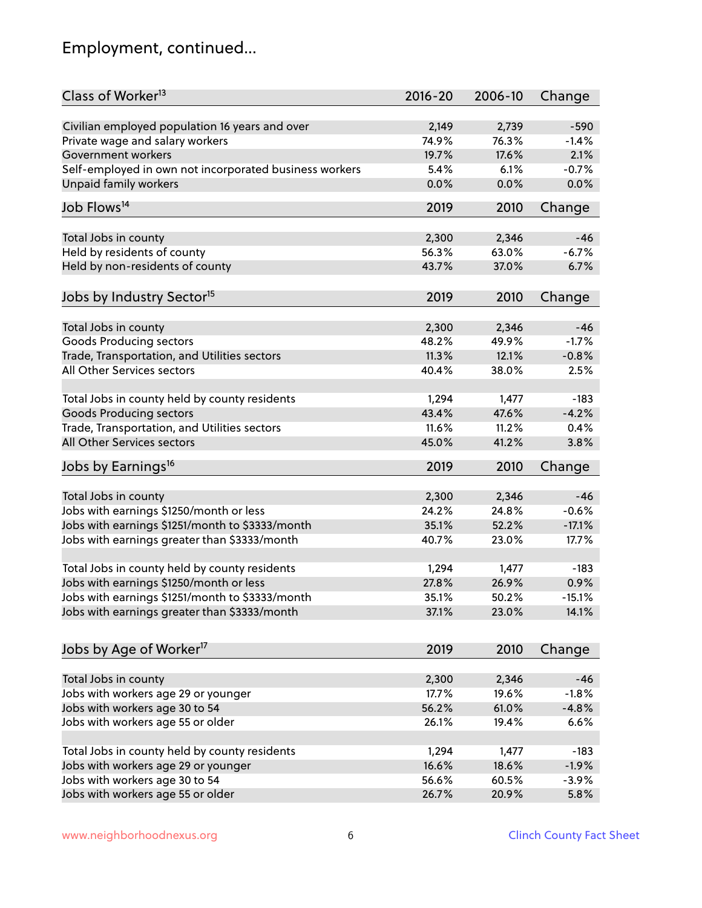# Employment, continued...

| Class of Worker[13] | 2016-20 | 2006-10 | Change |
|---|---|---|---|
| Civilian employed population 16 years and over | 2,149 | 2,739 | -590 |
| Private wage and salary workers | 74.9% | 76.3% | -1.4% |
| Government workers | 19.7% | 17.6% | 2.1% |
| Self-employed in own not incorporated business workers | 5.4% | 6.1% | -0.7% |
| Unpaid family workers | 0.0% | 0.0% | 0.0% |

| Job Flows[14] | 2019 | 2010 | Change |
|---|---|---|---|
| Total Jobs in county | 2,300 | 2,346 | -46 |
| Held by residents of county | 56.3% | 63.0% | -6.7% |
| Held by non-residents of county | 43.7% | 37.0% | 6.7% |

| Jobs by Industry Sector[15] | 2019 | 2010 | Change |
|---|---|---|---|
| Total Jobs in county | 2,300 | 2,346 | -46 |
| Goods Producing sectors | 48.2% | 49.9% | -1.7% |
| Trade, Transportation, and Utilities sectors | 11.3% | 12.1% | -0.8% |
| All Other Services sectors | 40.4% | 38.0% | 2.5% |
| | | | |
| Total Jobs in county held by county residents | 1,294 | 1,477 | -183 |
| Goods Producing sectors | 43.4% | 47.6% | -4.2% |
| Trade, Transportation, and Utilities sectors | 11.6% | 11.2% | 0.4% |
| All Other Services sectors | 45.0% | 41.2% | 3.8% |

| Jobs by Earnings[16] | 2019 | 2010 | Change |
|---|---|---|---|
| Total Jobs in county | 2,300 | 2,346 | -46 |
| Jobs with earnings $1250/month or less | 24.2% | 24.8% | -0.6% |
| Jobs with earnings $1251/month to $3333/month | 35.1% | 52.2% | -17.1% |
| Jobs with earnings greater than $3333/month | 40.7% | 23.0% | 17.7% |
| | | | |
| Total Jobs in county held by county residents | 1,294 | 1,477 | -183 |
| Jobs with earnings $1250/month or less | 27.8% | 26.9% | 0.9% |
| Jobs with earnings $1251/month to $3333/month | 35.1% | 50.2% | -15.1% |
| Jobs with earnings greater than $3333/month | 37.1% | 23.0% | 14.1% |

| Jobs by Age of Worker[17] | 2019 | 2010 | Change |
|---|---|---|---|
| Total Jobs in county | 2,300 | 2,346 | -46 |
| Jobs with workers age 29 or younger | 17.7% | 19.6% | -1.8% |
| Jobs with workers age 30 to 54 | 56.2% | 61.0% | -4.8% |
| Jobs with workers age 55 or older | 26.1% | 19.4% | 6.6% |
| | | | |
| Total Jobs in county held by county residents | 1,294 | 1,477 | -183 |
| Jobs with workers age 29 or younger | 16.6% | 18.6% | -1.9% |
| Jobs with workers age 30 to 54 | 56.6% | 60.5% | -3.9% |
| Jobs with workers age 55 or older | 26.7% | 20.9% | 5.8% |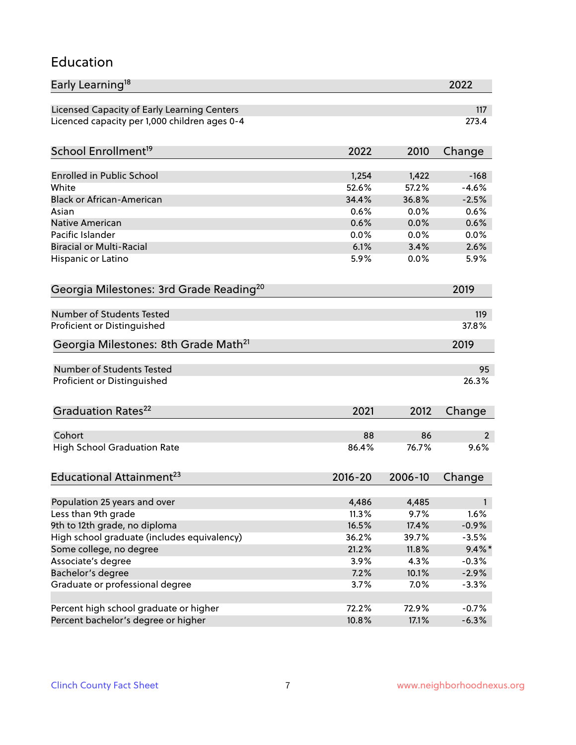## Education

| Early Learning[18] | 2022 |
|---|---|
| Licensed Capacity of Early Learning Centers | 117 |
| Licenced capacity per 1,000 children ages 0-4 | 273.4 |

| School Enrollment[19] | 2022 | 2010 | Change |
|---|---|---|---|
| Enrolled in Public School | 1,254 | 1,422 | -168 |
| White | 52.6% | 57.2% | -4.6% |
| Black or African-American | 34.4% | 36.8% | -2.5% |
| Asian | 0.6% | 0.0% | 0.6% |
| Native American | 0.6% | 0.0% | 0.6% |
| Pacific Islander | 0.0% | 0.0% | 0.0% |
| Biracial or Multi-Racial | 6.1% | 3.4% | 2.6% |
| Hispanic or Latino | 5.9% | 0.0% | 5.9% |

| Georgia Milestones: 3rd Grade Reading[20] | 2019 |
|---|---|
| Number of Students Tested | 119 |
| Proficient or Distinguished | 37.8% |

| Georgia Milestones: 8th Grade Math[21] | 2019 |
|---|---|
| Number of Students Tested | 95 |
| Proficient or Distinguished | 26.3% |

| Graduation Rates[22] | 2021 | 2012 | Change |
|---|---|---|---|
| Cohort | 88 | 86 | 2 |
| High School Graduation Rate | 86.4% | 76.7% | 9.6% |

| Educational Attainment[23] | 2016-20 | 2006-10 | Change |
|---|---|---|---|
| Population 25 years and over | 4,486 | 4,485 | 1 |
| Less than 9th grade | 11.3% | 9.7% | 1.6% |
| 9th to 12th grade, no diploma | 16.5% | 17.4% | -0.9% |
| High school graduate (includes equivalency) | 36.2% | 39.7% | -3.5% |
| Some college, no degree | 21.2% | 11.8% | 9.4%* |
| Associate's degree | 3.9% | 4.3% | -0.3% |
| Bachelor's degree | 7.2% | 10.1% | -2.9% |
| Graduate or professional degree | 3.7% | 7.0% | -3.3% |
| | | | |
| Percent high school graduate or higher | 72.2% | 72.9% | -0.7% |
| Percent bachelor's degree or higher | 10.8% | 17.1% | -6.3% |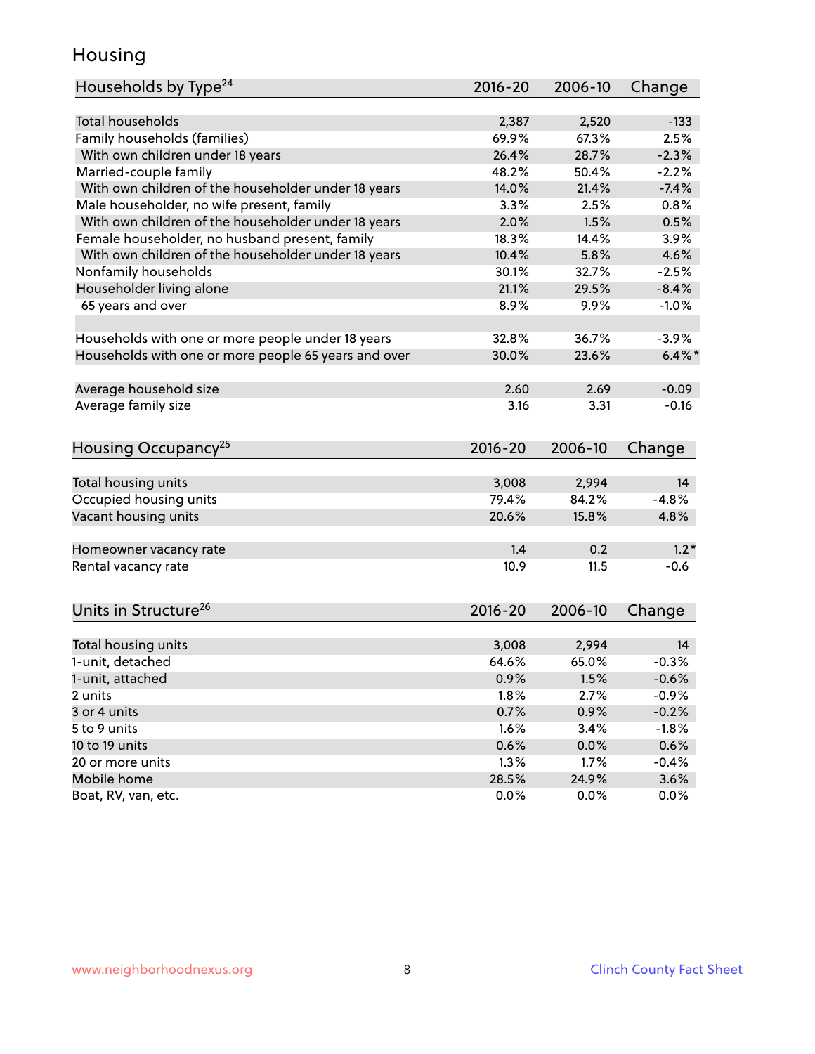## Housing

| Households by Type[24] | 2016-20 | 2006-10 | Change |
|---|---|---|---|
| Total households | 2,387 | 2,520 | -133 |
| Family households (families) | 69.9% | 67.3% | 2.5% |
| With own children under 18 years | 26.4% | 28.7% | -2.3% |
| Married-couple family | 48.2% | 50.4% | -2.2% |
| With own children of the householder under 18 years | 14.0% | 21.4% | -7.4% |
| Male householder, no wife present, family | 3.3% | 2.5% | 0.8% |
| With own children of the householder under 18 years | 2.0% | 1.5% | 0.5% |
| Female householder, no husband present, family | 18.3% | 14.4% | 3.9% |
| With own children of the householder under 18 years | 10.4% | 5.8% | 4.6% |
| Nonfamily households | 30.1% | 32.7% | -2.5% |
| Householder living alone | 21.1% | 29.5% | -8.4% |
| 65 years and over | 8.9% | 9.9% | -1.0% |
| | | | |
| Households with one or more people under 18 years | 32.8% | 36.7% | -3.9% |
| Households with one or more people 65 years and over | 30.0% | 23.6% | 6.4%* |
| | | | |
| Average household size | 2.60 | 2.69 | -0.09 |
| Average family size | 3.16 | 3.31 | -0.16 |

| Housing Occupancy[25] | 2016-20 | 2006-10 | Change |
|---|---|---|---|
| Total housing units | 3,008 | 2,994 | 14 |
| Occupied housing units | 79.4% | 84.2% | -4.8% |
| Vacant housing units | 20.6% | 15.8% | 4.8% |
| | | | |
| Homeowner vacancy rate | 1.4 | 0.2 | 1.2* |
| Rental vacancy rate | 10.9 | 11.5 | -0.6 |

| Units in Structure[26] | 2016-20 | 2006-10 | Change |
|---|---|---|---|
| Total housing units | 3,008 | 2,994 | 14 |
| 1-unit, detached | 64.6% | 65.0% | -0.3% |
| 1-unit, attached | 0.9% | 1.5% | -0.6% |
| 2 units | 1.8% | 2.7% | -0.9% |
| 3 or 4 units | 0.7% | 0.9% | -0.2% |
| 5 to 9 units | 1.6% | 3.4% | -1.8% |
| 10 to 19 units | 0.6% | 0.0% | 0.6% |
| 20 or more units | 1.3% | 1.7% | -0.4% |
| Mobile home | 28.5% | 24.9% | 3.6% |
| Boat, RV, van, etc. | 0.0% | 0.0% | 0.0% |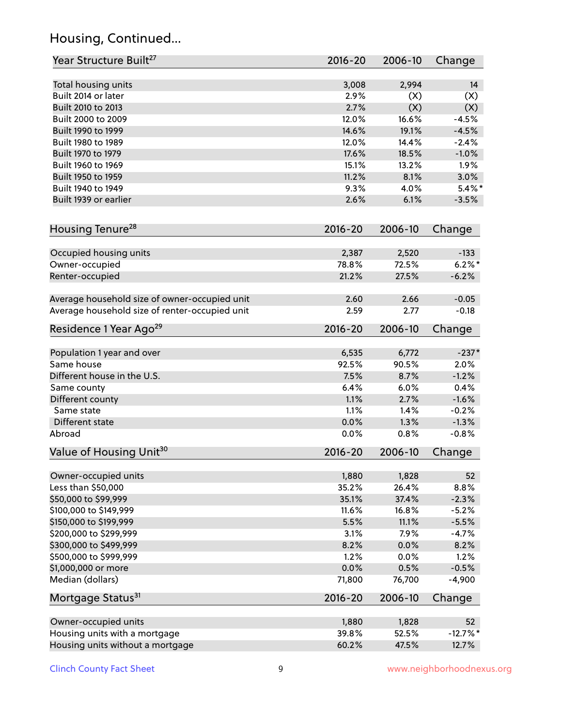## Housing, Continued...

| Year Structure Built[27] | 2016-20 | 2006-10 | Change |
|---|---|---|---|
| Total housing units | 3,008 | 2,994 | 14 |
| Built 2014 or later | 2.9% | (X) | (X) |
| Built 2010 to 2013 | 2.7% | (X) | (X) |
| Built 2000 to 2009 | 12.0% | 16.6% | -4.5% |
| Built 1990 to 1999 | 14.6% | 19.1% | -4.5% |
| Built 1980 to 1989 | 12.0% | 14.4% | -2.4% |
| Built 1970 to 1979 | 17.6% | 18.5% | -1.0% |
| Built 1960 to 1969 | 15.1% | 13.2% | 1.9% |
| Built 1950 to 1959 | 11.2% | 8.1% | 3.0% |
| Built 1940 to 1949 | 9.3% | 4.0% | 5.4%* |
| Built 1939 or earlier | 2.6% | 6.1% | -3.5% |

| Housing Tenure[28] | 2016-20 | 2006-10 | Change |
|---|---|---|---|
| Occupied housing units | 2,387 | 2,520 | -133 |
| Owner-occupied | 78.8% | 72.5% | 6.2%* |
| Renter-occupied | 21.2% | 27.5% | -6.2% |
| Average household size of owner-occupied unit | 2.60 | 2.66 | -0.05 |
| Average household size of renter-occupied unit | 2.59 | 2.77 | -0.18 |

| Residence 1 Year Ago[29] | 2016-20 | 2006-10 | Change |
|---|---|---|---|
| Population 1 year and over | 6,535 | 6,772 | -237* |
| Same house | 92.5% | 90.5% | 2.0% |
| Different house in the U.S. | 7.5% | 8.7% | -1.2% |
| Same county | 6.4% | 6.0% | 0.4% |
| Different county | 1.1% | 2.7% | -1.6% |
| Same state | 1.1% | 1.4% | -0.2% |
| Different state | 0.0% | 1.3% | -1.3% |
| Abroad | 0.0% | 0.8% | -0.8% |

| Value of Housing Unit[30] | 2016-20 | 2006-10 | Change |
|---|---|---|---|
| Owner-occupied units | 1,880 | 1,828 | 52 |
| Less than $50,000 | 35.2% | 26.4% | 8.8% |
| $50,000 to $99,999 | 35.1% | 37.4% | -2.3% |
| $100,000 to $149,999 | 11.6% | 16.8% | -5.2% |
| $150,000 to $199,999 | 5.5% | 11.1% | -5.5% |
| $200,000 to $299,999 | 3.1% | 7.9% | -4.7% |
| $300,000 to $499,999 | 8.2% | 0.0% | 8.2% |
| $500,000 to $999,999 | 1.2% | 0.0% | 1.2% |
| $1,000,000 or more | 0.0% | 0.5% | -0.5% |
| Median (dollars) | 71,800 | 76,700 | -4,900 |

| Mortgage Status[31] | 2016-20 | 2006-10 | Change |
|---|---|---|---|
| Owner-occupied units | 1,880 | 1,828 | 52 |
| Housing units with a mortgage | 39.8% | 52.5% | -12.7%* |
| Housing units without a mortgage | 60.2% | 47.5% | 12.7% |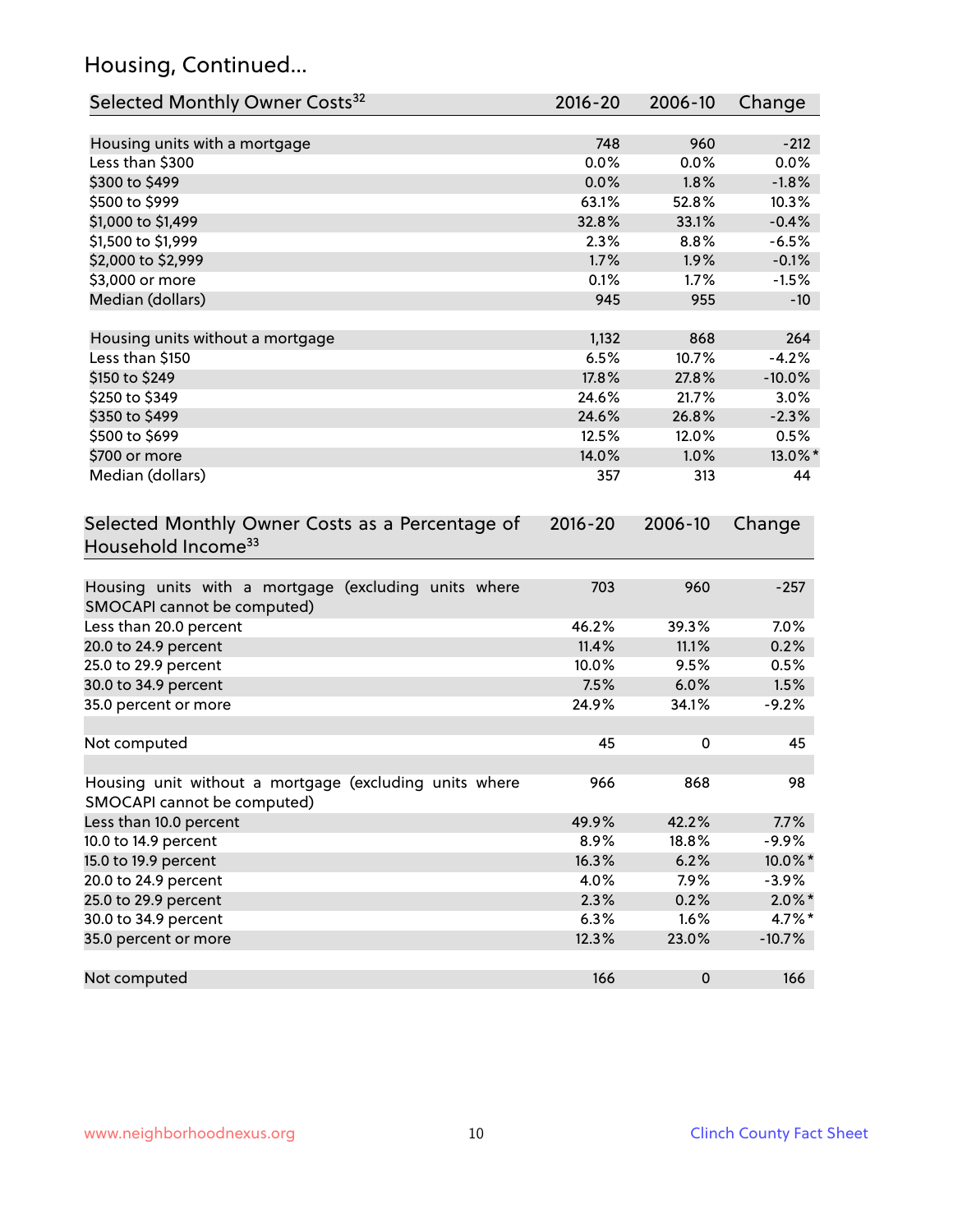## Housing, Continued...

| Selected Monthly Owner Costs[32] | 2016-20 | 2006-10 | Change |
|---|---|---|---|
| Housing units with a mortgage | 748 | 960 | -212 |
| Less than $300 | 0.0% | 0.0% | 0.0% |
| $300 to $499 | 0.0% | 1.8% | -1.8% |
| $500 to $999 | 63.1% | 52.8% | 10.3% |
| $1,000 to $1,499 | 32.8% | 33.1% | -0.4% |
| $1,500 to $1,999 | 2.3% | 8.8% | -6.5% |
| $2,000 to $2,999 | 1.7% | 1.9% | -0.1% |
| $3,000 or more | 0.1% | 1.7% | -1.5% |
| Median (dollars) | 945 | 955 | -10 |
| | | | |
| Housing units without a mortgage | 1,132 | 868 | 264 |
| Less than $150 | 6.5% | 10.7% | -4.2% |
| $150 to $249 | 17.8% | 27.8% | -10.0% |
| $250 to $349 | 24.6% | 21.7% | 3.0% |
| $350 to $499 | 24.6% | 26.8% | -2.3% |
| $500 to $699 | 12.5% | 12.0% | 0.5% |
| $700 or more | 14.0% | 1.0% | 13.0%* |
| Median (dollars) | 357 | 313 | 44 |

| Selected Monthly Owner Costs as a Percentage of Household Income[33] | 2016-20 | 2006-10 | Change |
|---|---|---|---|
| Housing units with a mortgage (excluding units where SMOCAPI cannot be computed) | 703 | 960 | -257 |
| Less than 20.0 percent | 46.2% | 39.3% | 7.0% |
| 20.0 to 24.9 percent | 11.4% | 11.1% | 0.2% |
| 25.0 to 29.9 percent | 10.0% | 9.5% | 0.5% |
| 30.0 to 34.9 percent | 7.5% | 6.0% | 1.5% |
| 35.0 percent or more | 24.9% | 34.1% | -9.2% |
| | | | |
| Not computed | 45 | 0 | 45 |
| | | | |
| Housing unit without a mortgage (excluding units where SMOCAPI cannot be computed) | 966 | 868 | 98 |
| Less than 10.0 percent | 49.9% | 42.2% | 7.7% |
| 10.0 to 14.9 percent | 8.9% | 18.8% | -9.9% |
| 15.0 to 19.9 percent | 16.3% | 6.2% | 10.0%* |
| 20.0 to 24.9 percent | 4.0% | 7.9% | -3.9% |
| 25.0 to 29.9 percent | 2.3% | 0.2% | 2.0%* |
| 30.0 to 34.9 percent | 6.3% | 1.6% | 4.7%* |
| 35.0 percent or more | 12.3% | 23.0% | -10.7% |
| | | | |
| Not computed | 166 | 0 | 166 |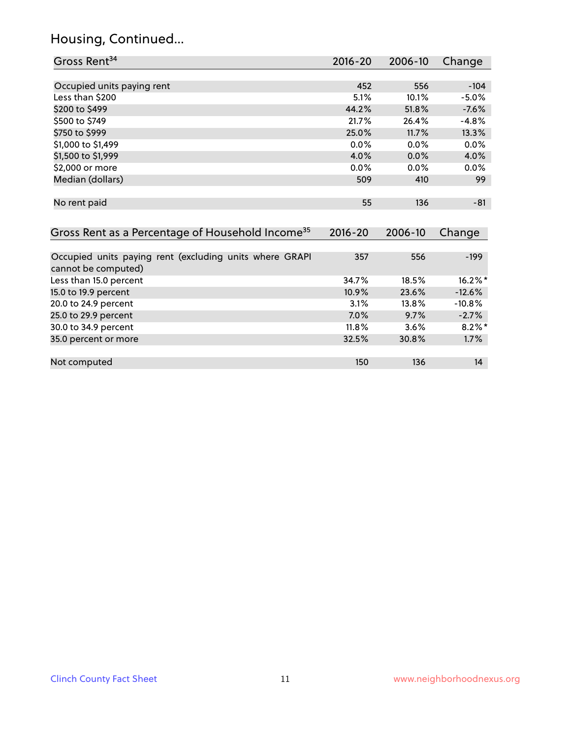## Housing, Continued...

| Gross Rent[34] | 2016-20 | 2006-10 | Change |
|---|---|---|---|
| Occupied units paying rent | 452 | 556 | -104 |
| Less than $200 | 5.1% | 10.1% | -5.0% |
| $200 to $499 | 44.2% | 51.8% | -7.6% |
| $500 to $749 | 21.7% | 26.4% | -4.8% |
| $750 to $999 | 25.0% | 11.7% | 13.3% |
| $1,000 to $1,499 | 0.0% | 0.0% | 0.0% |
| $1,500 to $1,999 | 4.0% | 0.0% | 4.0% |
| $2,000 or more | 0.0% | 0.0% | 0.0% |
| Median (dollars) | 509 | 410 | 99 |
| No rent paid | 55 | 136 | -81 |

| Gross Rent as a Percentage of Household Income[35] | 2016-20 | 2006-10 | Change |
|---|---|---|---|
| Occupied units paying rent (excluding units where GRAPI cannot be computed) | 357 | 556 | -199 |
| Less than 15.0 percent | 34.7% | 18.5% | 16.2%* |
| 15.0 to 19.9 percent | 10.9% | 23.6% | -12.6% |
| 20.0 to 24.9 percent | 3.1% | 13.8% | -10.8% |
| 25.0 to 29.9 percent | 7.0% | 9.7% | -2.7% |
| 30.0 to 34.9 percent | 11.8% | 3.6% | 8.2%* |
| 35.0 percent or more | 32.5% | 30.8% | 1.7% |
| Not computed | 150 | 136 | 14 |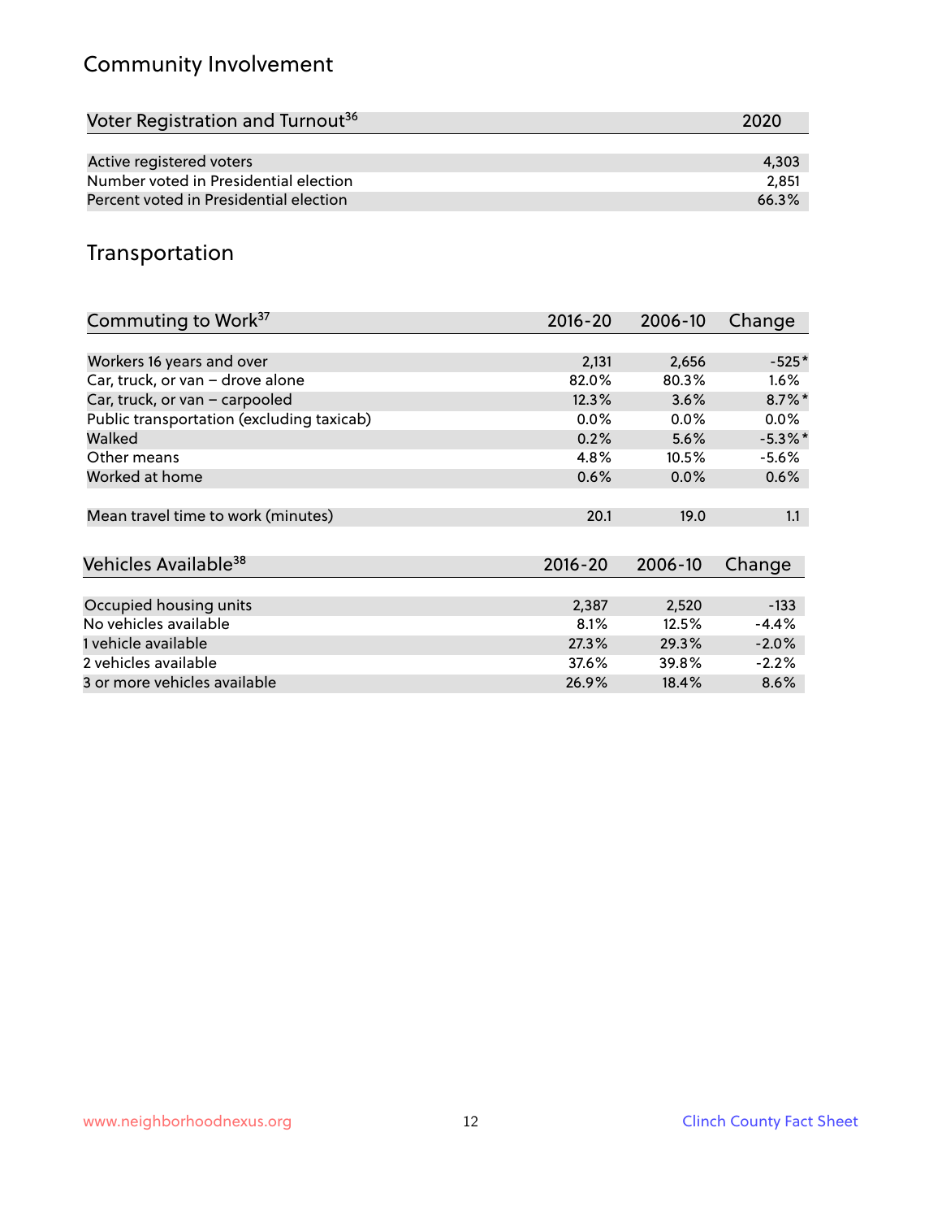## Community Involvement

| Voter Registration and Turnout[36] | 2020 |
| --- | --- |
| Active registered voters | 4,303 |
| Number voted in Presidential election | 2,851 |
| Percent voted in Presidential election | 66.3% |

## Transportation

| Commuting to Work[37] | 2016-20 | 2006-10 | Change |
| --- | --- | --- | --- |
| Workers 16 years and over | 2,131 | 2,656 | -525* |
| Car, truck, or van – drove alone | 82.0% | 80.3% | 1.6% |
| Car, truck, or van – carpooled | 12.3% | 3.6% | 8.7%* |
| Public transportation (excluding taxicab) | 0.0% | 0.0% | 0.0% |
| Walked | 0.2% | 5.6% | -5.3%* |
| Other means | 4.8% | 10.5% | -5.6% |
| Worked at home | 0.6% | 0.0% | 0.6% |
| Mean travel time to work (minutes) | 20.1 | 19.0 | 1.1 |

| Vehicles Available[38] | 2016-20 | 2006-10 | Change |
| --- | --- | --- | --- |
| Occupied housing units | 2,387 | 2,520 | -133 |
| No vehicles available | 8.1% | 12.5% | -4.4% |
| 1 vehicle available | 27.3% | 29.3% | -2.0% |
| 2 vehicles available | 37.6% | 39.8% | -2.2% |
| 3 or more vehicles available | 26.9% | 18.4% | 8.6% |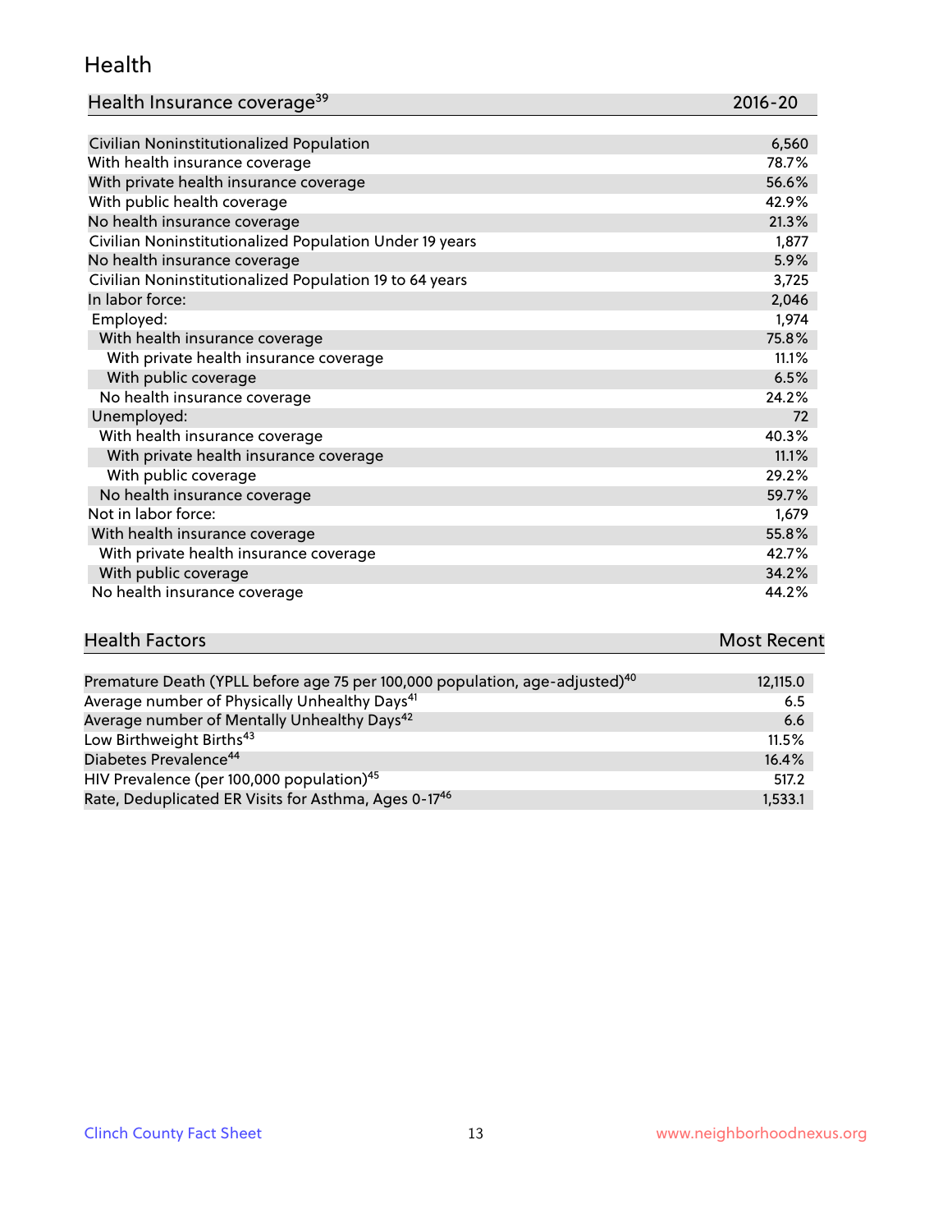## Health

| Health Insurance coverage[39] | 2016-20 |
| --- | --- |
| Civilian Noninstitutionalized Population | 6,560 |
| With health insurance coverage | 78.7% |
| With private health insurance coverage | 56.6% |
| With public health coverage | 42.9% |
| No health insurance coverage | 21.3% |
| Civilian Noninstitutionalized Population Under 19 years | 1,877 |
| No health insurance coverage | 5.9% |
| Civilian Noninstitutionalized Population 19 to 64 years | 3,725 |
| In labor force: | 2,046 |
| Employed: | 1,974 |
| With health insurance coverage | 75.8% |
| With private health insurance coverage | 11.1% |
| With public coverage | 6.5% |
| No health insurance coverage | 24.2% |
| Unemployed: | 72 |
| With health insurance coverage | 40.3% |
| With private health insurance coverage | 11.1% |
| With public coverage | 29.2% |
| No health insurance coverage | 59.7% |
| Not in labor force: | 1,679 |
| With health insurance coverage | 55.8% |
| With private health insurance coverage | 42.7% |
| With public coverage | 34.2% |
| No health insurance coverage | 44.2% |

| Health Factors | Most Recent |
| --- | --- |
| Premature Death (YPLL before age 75 per 100,000 population, age-adjusted)[40] | 12,115.0 |
| Average number of Physically Unhealthy Days[41] | 6.5 |
| Average number of Mentally Unhealthy Days[42] | 6.6 |
| Low Birthweight Births[43] | 11.5% |
| Diabetes Prevalence[44] | 16.4% |
| HIV Prevalence (per 100,000 population)[45] | 517.2 |
| Rate, Deduplicated ER Visits for Asthma, Ages 0-17[46] | 1,533.1 |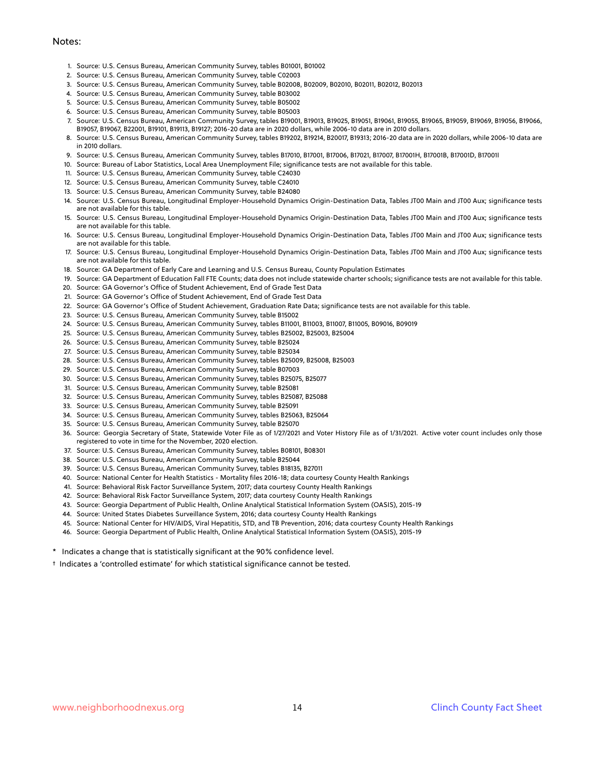Notes:

1. Source: U.S. Census Bureau, American Community Survey, tables B01001, B01002
2. Source: U.S. Census Bureau, American Community Survey, table C02003
3. Source: U.S. Census Bureau, American Community Survey, table B02008, B02009, B02010, B02011, B02012, B02013
4. Source: U.S. Census Bureau, American Community Survey, table B03002
5. Source: U.S. Census Bureau, American Community Survey, table B05002
6. Source: U.S. Census Bureau, American Community Survey, table B05003
7. Source: U.S. Census Bureau, American Community Survey, tables B19001, B19013, B19025, B19051, B19061, B19055, B19065, B19059, B19069, B19056, B19066, B19057, B19067, B22001, B19101, B19113, B19127; 2016-20 data are in 2020 dollars, while 2006-10 data are in 2010 dollars.
8. Source: U.S. Census Bureau, American Community Survey, tables B19202, B19214, B20017, B19313; 2016-20 data are in 2020 dollars, while 2006-10 data are in 2010 dollars.
9. Source: U.S. Census Bureau, American Community Survey, tables B17010, B17001, B17006, B17021, B17007, B17001H, B17001B, B17001D, B17001I
10. Source: Bureau of Labor Statistics, Local Area Unemployment File; significance tests are not available for this table.
11. Source: U.S. Census Bureau, American Community Survey, table C24030
12. Source: U.S. Census Bureau, American Community Survey, table C24010
13. Source: U.S. Census Bureau, American Community Survey, table B24080
14. Source: U.S. Census Bureau, Longitudinal Employer-Household Dynamics Origin-Destination Data, Tables JT00 Main and JT00 Aux; significance tests are not available for this table.
15. Source: U.S. Census Bureau, Longitudinal Employer-Household Dynamics Origin-Destination Data, Tables JT00 Main and JT00 Aux; significance tests are not available for this table.
16. Source: U.S. Census Bureau, Longitudinal Employer-Household Dynamics Origin-Destination Data, Tables JT00 Main and JT00 Aux; significance tests are not available for this table.
17. Source: U.S. Census Bureau, Longitudinal Employer-Household Dynamics Origin-Destination Data, Tables JT00 Main and JT00 Aux; significance tests are not available for this table.
18. Source: GA Department of Early Care and Learning and U.S. Census Bureau, County Population Estimates
19. Source: GA Department of Education Fall FTE Counts; data does not include statewide charter schools; significance tests are not available for this table.
20. Source: GA Governor's Office of Student Achievement, End of Grade Test Data
21. Source: GA Governor's Office of Student Achievement, End of Grade Test Data
22. Source: GA Governor's Office of Student Achievement, Graduation Rate Data; significance tests are not available for this table.
23. Source: U.S. Census Bureau, American Community Survey, table B15002
24. Source: U.S. Census Bureau, American Community Survey, tables B11001, B11003, B11007, B11005, B09016, B09019
25. Source: U.S. Census Bureau, American Community Survey, tables B25002, B25003, B25004
26. Source: U.S. Census Bureau, American Community Survey, table B25024
27. Source: U.S. Census Bureau, American Community Survey, table B25034
28. Source: U.S. Census Bureau, American Community Survey, tables B25009, B25008, B25003
29. Source: U.S. Census Bureau, American Community Survey, table B07003
30. Source: U.S. Census Bureau, American Community Survey, tables B25075, B25077
31. Source: U.S. Census Bureau, American Community Survey, table B25081
32. Source: U.S. Census Bureau, American Community Survey, tables B25087, B25088
33. Source: U.S. Census Bureau, American Community Survey, table B25091
34. Source: U.S. Census Bureau, American Community Survey, tables B25063, B25064
35. Source: U.S. Census Bureau, American Community Survey, table B25070
36. Source: Georgia Secretary of State, Statewide Voter File as of 1/27/2021 and Voter History File as of 1/31/2021. Active voter count includes only those registered to vote in time for the November, 2020 election.
37. Source: U.S. Census Bureau, American Community Survey, tables B08101, B08301
38. Source: U.S. Census Bureau, American Community Survey, table B25044
39. Source: U.S. Census Bureau, American Community Survey, tables B18135, B27011
40. Source: National Center for Health Statistics - Mortality files 2016-18; data courtesy County Health Rankings
41. Source: Behavioral Risk Factor Surveillance System, 2017; data courtesy County Health Rankings
42. Source: Behavioral Risk Factor Surveillance System, 2017; data courtesy County Health Rankings
43. Source: Georgia Department of Public Health, Online Analytical Statistical Information System (OASIS), 2015-19
44. Source: United States Diabetes Surveillance System, 2016; data courtesy County Health Rankings
45. Source: National Center for HIV/AIDS, Viral Hepatitis, STD, and TB Prevention, 2016; data courtesy County Health Rankings
46. Source: Georgia Department of Public Health, Online Analytical Statistical Information System (OASIS), 2015-19

\* Indicates a change that is statistically significant at the 90% confidence level.

† Indicates a 'controlled estimate' for which statistical significance cannot be tested.